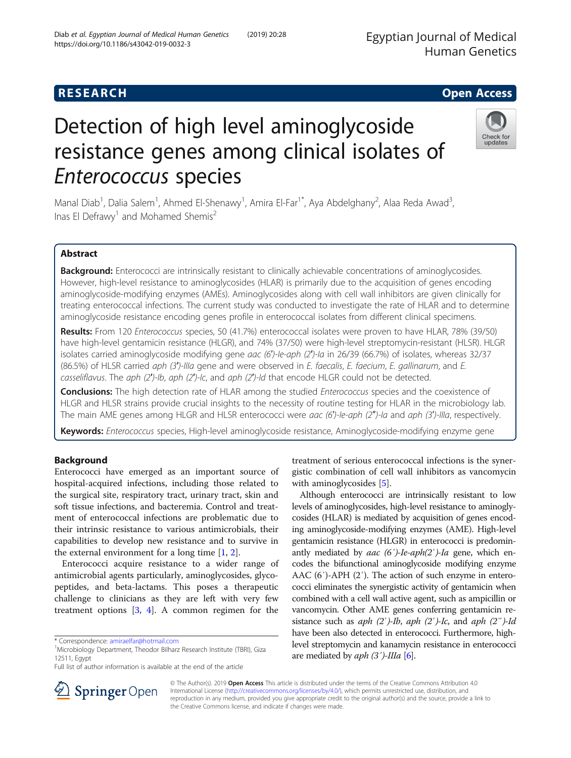# RESEARCH

**Open Access**

# Detection of high level aminoglycoside resistance genes among clinical isolates of *Enterococcus* species

Manal Diab[1], Dalia Salem[1], Ahmed El-Shenawy[1], Amira El-Far[1*], Aya Abdelghany[2], Alaa Reda Awad[3], Inas El Defrawy[1] and Mohamed Shemis[2]

## Abstract

**Background:** Enterococci are intrinsically resistant to clinically achievable concentrations of aminoglycosides. However, high-level resistance to aminoglycosides (HLAR) is primarily due to the acquisition of genes encoding aminoglycoside-modifying enzymes (AMEs). Aminoglycosides along with cell wall inhibitors are given clinically for treating enterococcal infections. The current study was conducted to investigate the rate of HLAR and to determine aminoglycoside resistance encoding genes profile in enterococcal isolates from different clinical specimens.

**Results:** From 120 *Enterococcus* species, 50 (41.7%) enterococcal isolates were proven to have HLAR, 78% (39/50) have high-level gentamicin resistance (HLGR), and 74% (37/50) were high-level streptomycin-resistant (HLSR). HLGR isolates carried aminoglycoside modifying gene *aac (6′)-Ie-aph (2′)-Ia* in 26/39 (66.7%) of isolates, whereas 32/37 (86.5%) of HLSR carried *aph (3′)-IIIa* gene and were observed in *E. faecalis*, *E. faecium*, *E. gallinarum*, and *E. casseliflavus*. The *aph (2′)-Ib*, *aph (2′)-Ic*, and *aph (2′)-Id* that encode HLGR could not be detected.

**Conclusions:** The high detection rate of HLAR among the studied *Enterococcus* species and the coexistence of HLGR and HLSR strains provide crucial insights to the necessity of routine testing for HLAR in the microbiology lab. The main AME genes among HLGR and HLSR enterococci were *aac (6′)-Ie-aph (2″)-Ia* and *aph (3′)-IIIa*, respectively.

**Keywords:** *Enterococcus* species, High-level aminoglycoside resistance, Aminoglycoside-modifying enzyme gene

## Background

Enterococci have emerged as an important source of hospital-acquired infections, including those related to the surgical site, respiratory tract, urinary tract, skin and soft tissue infections, and bacteremia. Control and treatment of enterococcal infections are problematic due to their intrinsic resistance to various antimicrobials, their capabilities to develop new resistance and to survive in the external environment for a long time [1, 2].

Enterococci acquire resistance to a wider range of antimicrobial agents particularly, aminoglycosides, glycopeptides, and beta-lactams. This poses a therapeutic challenge to clinicians as they are left with very few treatment options [3, 4]. A common regimen for the treatment of serious enterococcal infections is the synergistic combination of cell wall inhibitors as vancomycin with aminoglycosides [5].

Although enterococci are intrinsically resistant to low levels of aminoglycosides, high-level resistance to aminoglycosides (HLAR) is mediated by acquisition of genes encoding aminoglycoside-modifying enzymes (AME). High-level gentamicin resistance (HLGR) in enterococci is predominantly mediated by *aac (6′)-Ie-aph(2′)-Ia* gene, which encodes the bifunctional aminoglycoside modifying enzyme AAC (6′)-APH (2′). The action of such enzyme in enterococci eliminates the synergistic activity of gentamicin when combined with a cell wall active agent, such as ampicillin or vancomycin. Other AME genes conferring gentamicin resistance such as *aph (2′)-Ib*, *aph (2′)-Ic*, and *aph (2″)-Id* have been also detected in enterococci. Furthermore, high-level streptomycin and kanamycin resistance in enterococci are mediated by *aph (3′)-IIIa* [6].

\* Correspondence: amiraelfar@hotmail.com
[1]Microbiology Department, Theodor Bilharz Research Institute (TBRI), Giza 12511, Egypt
Full list of author information is available at the end of the article

© The Author(s). 2019 **Open Access** This article is distributed under the terms of the Creative Commons Attribution 4.0 International License (http://creativecommons.org/licenses/by/4.0/), which permits unrestricted use, distribution, and reproduction in any medium, provided you give appropriate credit to the original author(s) and the source, provide a link to the Creative Commons license, and indicate if changes were made.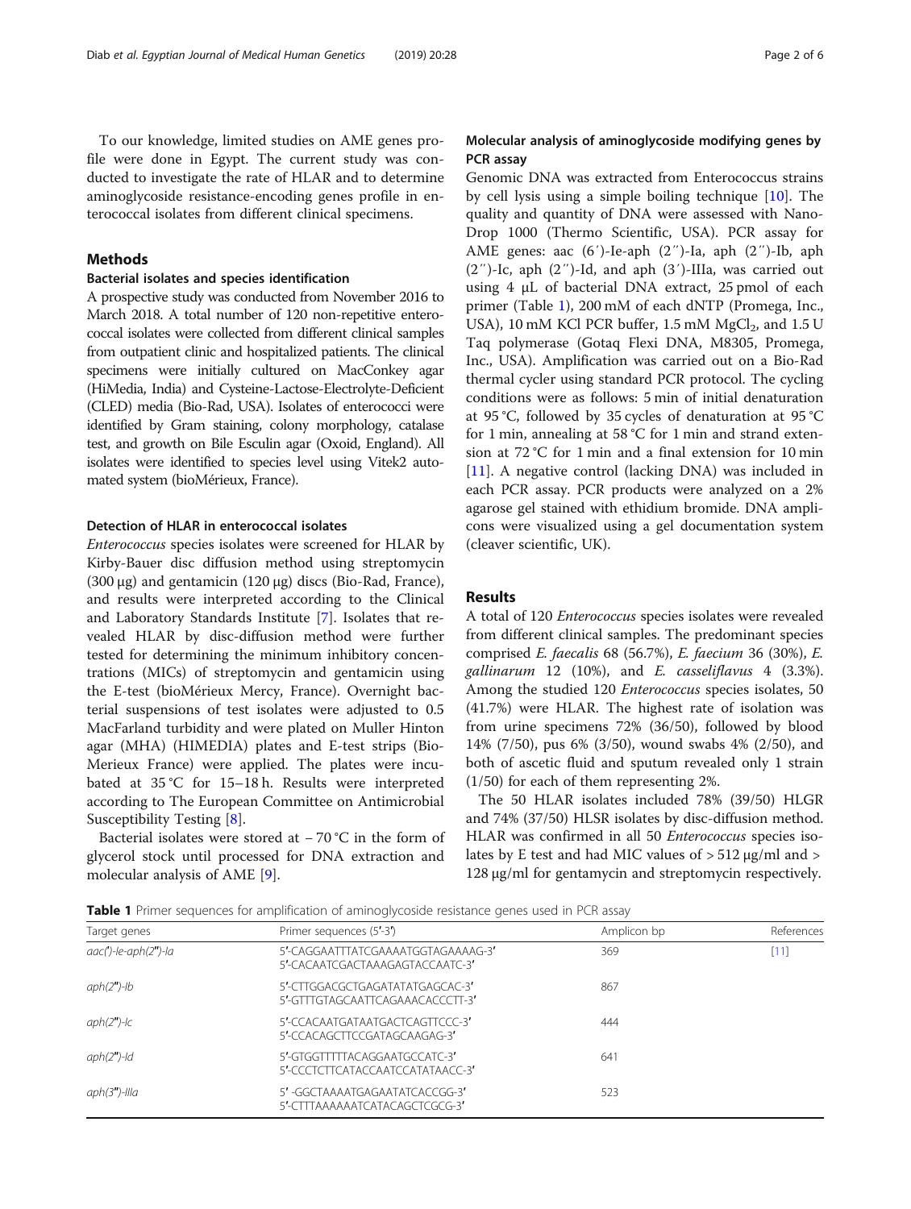To our knowledge, limited studies on AME genes profile were done in Egypt. The current study was conducted to investigate the rate of HLAR and to determine aminoglycoside resistance-encoding genes profile in enterococcal isolates from different clinical specimens.

## Methods

### Bacterial isolates and species identification

A prospective study was conducted from November 2016 to March 2018. A total number of 120 non-repetitive enterococcal isolates were collected from different clinical samples from outpatient clinic and hospitalized patients. The clinical specimens were initially cultured on MacConkey agar (HiMedia, India) and Cysteine-Lactose-Electrolyte-Deficient (CLED) media (Bio-Rad, USA). Isolates of enterococci were identified by Gram staining, colony morphology, catalase test, and growth on Bile Esculin agar (Oxoid, England). All isolates were identified to species level using Vitek2 automated system (bioMérieux, France).

### Detection of HLAR in enterococcal isolates

*Enterococcus* species isolates were screened for HLAR by Kirby-Bauer disc diffusion method using streptomycin (300 μg) and gentamicin (120 μg) discs (Bio-Rad, France), and results were interpreted according to the Clinical and Laboratory Standards Institute [7]. Isolates that revealed HLAR by disc-diffusion method were further tested for determining the minimum inhibitory concentrations (MICs) of streptomycin and gentamicin using the E-test (bioMérieux Mercy, France). Overnight bacterial suspensions of test isolates were adjusted to 0.5 MacFarland turbidity and were plated on Muller Hinton agar (MHA) (HIMEDIA) plates and E-test strips (Bio-Merieux France) were applied. The plates were incubated at 35 °C for 15–18 h. Results were interpreted according to The European Committee on Antimicrobial Susceptibility Testing [8].

Bacterial isolates were stored at − 70 °C in the form of glycerol stock until processed for DNA extraction and molecular analysis of AME [9].

### Molecular analysis of aminoglycoside modifying genes by PCR assay

Genomic DNA was extracted from Enterococcus strains by cell lysis using a simple boiling technique [10]. The quality and quantity of DNA were assessed with NanoDrop 1000 (Thermo Scientific, USA). PCR assay for AME genes: aac (6′)-Ie-aph (2″)-Ia, aph (2″)-Ib, aph (2″)-Ic, aph (2″)-Id, and aph (3′)-IIIa, was carried out using 4 μL of bacterial DNA extract, 25 pmol of each primer (Table 1), 200 mM of each dNTP (Promega, Inc., USA), 10 mM KCl PCR buffer, 1.5 mM $MgCl_2$, and 1.5 U Taq polymerase (Gotaq Flexi DNA, M8305, Promega, Inc., USA). Amplification was carried out on a Bio-Rad thermal cycler using standard PCR protocol. The cycling conditions were as follows: 5 min of initial denaturation at 95 °C, followed by 35 cycles of denaturation at 95 °C for 1 min, annealing at 58 °C for 1 min and strand extension at 72 °C for 1 min and a final extension for 10 min [11]. A negative control (lacking DNA) was included in each PCR assay. PCR products were analyzed on a 2% agarose gel stained with ethidium bromide. DNA amplicons were visualized using a gel documentation system (cleaver scientific, UK).

## Results

A total of 120 *Enterococcus* species isolates were revealed from different clinical samples. The predominant species comprised *E. faecalis* 68 (56.7%), *E. faecium* 36 (30%), *E. gallinarum* 12 (10%), and *E. casseliflavus* 4 (3.3%). Among the studied 120 *Enterococcus* species isolates, 50 (41.7%) were HLAR. The highest rate of isolation was from urine specimens 72% (36/50), followed by blood 14% (7/50), pus 6% (3/50), wound swabs 4% (2/50), and both of ascetic fluid and sputum revealed only 1 strain (1/50) for each of them representing 2%.

The 50 HLAR isolates included 78% (39/50) HLGR and 74% (37/50) HLSR isolates by disc-diffusion method. HLAR was confirmed in all 50 *Enterococcus* species isolates by E test and had MIC values of > 512 μg/ml and > 128 μg/ml for gentamycin and streptomycin respectively.

**Table 1** Primer sequences for amplification of aminoglycoside resistance genes used in PCR assay

| Target genes | Primer sequences (5′-3′) | Amplicon bp | References |
|---|---|---|---|
| *aac(′)-Ie-aph(2″)-Ia* | 5′-CAGGAATTTATCGAAAATGGTAGAAAAG-3′<br>5′-CACAATCGACTAAAGAGTACCAATC-3′ | 369 | [11] |
| *aph(2″)-Ib* | 5′-CTTGGACGCTGAGATATATGAGCAC-3′<br>5′-GTTTGTAGCAATTCAGAAACACCCTT-3′ | 867 | |
| *aph(2″)-Ic* | 5′-CCACAATGATAATGACTCAGTTCCC-3′<br>5′-CCACAGCTTCCGATAGCAAGAG-3′ | 444 | |
| *aph(2″)-Id* | 5′-GTGGTTTTTACAGGAATGCCATC-3′<br>5′-CCCTCTTCATACCAATCCATATAACC-3′ | 641 | |
| *aph(3″)-IIIa* | 5′ -GGCTAAAATGAGAATATCACCGG-3′<br>5′-CTTTAAAAAATCATACAGCTCGCG-3′ | 523 | |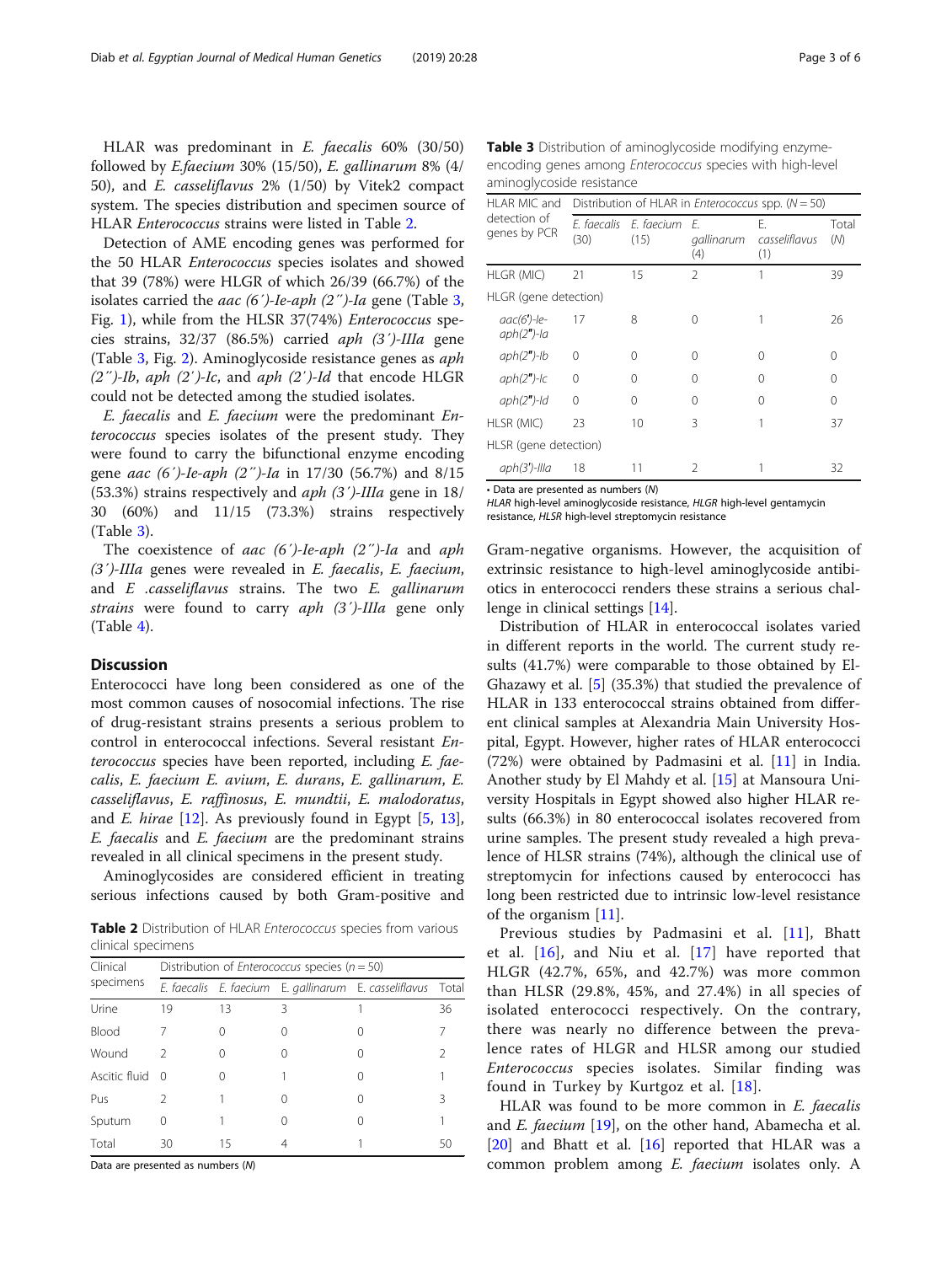HLAR was predominant in *E. faecalis* 60% (30/50) followed by *E.faecium* 30% (15/50), *E. gallinarum* 8% (4/50), and *E. casseliflavus* 2% (1/50) by Vitek2 compact system. The species distribution and specimen source of HLAR *Enterococcus* strains were listed in Table 2.

Detection of AME encoding genes was performed for the 50 HLAR *Enterococcus* species isolates and showed that 39 (78%) were HLGR of which 26/39 (66.7%) of the isolates carried the *aac (6′)-Ie-aph (2″)-Ia* gene (Table 3, Fig. 1), while from the HLSR 37(74%) *Enterococcus* species strains, 32/37 (86.5%) carried *aph (3′)-IIIa* gene (Table 3, Fig. 2). Aminoglycoside resistance genes as *aph (2″)-Ib*, *aph (2′)-Ic*, and *aph (2′)-Id* that encode HLGR could not be detected among the studied isolates.

*E. faecalis* and *E. faecium* were the predominant *Enterococcus* species isolates of the present study. They were found to carry the bifunctional enzyme encoding gene *aac (6′)-Ie-aph (2″)-Ia* in 17/30 (56.7%) and 8/15 (53.3%) strains respectively and *aph (3′)-IIIa* gene in 18/30 (60%) and 11/15 (73.3%) strains respectively (Table 3).

The coexistence of *aac (6′)-Ie-aph (2″)-Ia* and *aph (3′)-IIIa* genes were revealed in *E. faecalis*, *E. faecium*, and *E .casseliflavus* strains. The two *E. gallinarum strains* were found to carry *aph (3′)-IIIa* gene only (Table 4).

## Discussion

Enterococci have long been considered as one of the most common causes of nosocomial infections. The rise of drug-resistant strains presents a serious problem to control in enterococcal infections. Several resistant *Enterococcus* species have been reported, including *E. faecalis*, *E. faecium E. avium*, *E. durans*, *E. gallinarum*, *E. casseliflavus*, *E. raffinosus*, *E. mundtii*, *E. malodoratus*, and *E. hirae* [12]. As previously found in Egypt [5, 13], *E. faecalis* and *E. faecium* are the predominant strains revealed in all clinical specimens in the present study.

Aminoglycosides are considered efficient in treating serious infections caused by both Gram-positive and Gram-negative organisms. However, the acquisition of extrinsic resistance to high-level aminoglycoside antibiotics in enterococci renders these strains a serious challenge in clinical settings [14].

**Table 2** Distribution of HLAR *Enterococcus* species from various clinical specimens

| Clinical specimens | Distribution of *Enterococcus* species (*n* = 50) | | | | |
|---|---|---|---|---|---|
| | *E. faecalis* | *E. faecium* | E. gallinarum | E. casseliflavus | Total |
| Urine | 19 | 13 | 3 | 1 | 36 |
| Blood | 7 | 0 | 0 | 0 | 7 |
| Wound | 2 | 0 | 0 | 0 | 2 |
| Ascitic fluid | 0 | 0 | 1 | 0 | 1 |
| Pus | 2 | 1 | 0 | 0 | 3 |
| Sputum | 0 | 1 | 0 | 0 | 1 |
| Total | 30 | 15 | 4 | 1 | 50 |

Data are presented as numbers (*N*)

**Table 3** Distribution of aminoglycoside modifying enzyme-encoding genes among *Enterococcus* species with high-level aminoglycoside resistance

| HLAR MIC and detection of genes by PCR | Distribution of HLAR in *Enterococcus* spp. (*N* = 50) | | | | |
|---|---|---|---|---|---|
| | *E. faecalis* (30) | *E. faecium* (15) | *E. gallinarum* (4) | *E. casseliflavus* (1) | Total (*N*) |
| HLGR (MIC) | 21 | 15 | 2 | 1 | 39 |
| HLGR (gene detection) | | | | | |
| *aac(6′)-Ie-aph(2″)-Ia* | 17 | 8 | 0 | 1 | 26 |
| *aph(2″)-Ib* | 0 | 0 | 0 | 0 | 0 |
| *aph(2″)-Ic* | 0 | 0 | 0 | 0 | 0 |
| *aph(2″)-Id* | 0 | 0 | 0 | 0 | 0 |
| HLSR (MIC) | 23 | 10 | 3 | 1 | 37 |
| HLSR (gene detection) | | | | | |
| *aph(3′)-IIIa* | 18 | 11 | 2 | 1 | 32 |

• Data are presented as numbers (*N*)
*HLAR* high-level aminoglycoside resistance, *HLGR* high-level gentamycin resistance, *HLSR* high-level streptomycin resistance

Distribution of HLAR in enterococcal isolates varied in different reports in the world. The current study results (41.7%) were comparable to those obtained by El-Ghazawy et al. [5] (35.3%) that studied the prevalence of HLAR in 133 enterococcal strains obtained from different clinical samples at Alexandria Main University Hospital, Egypt. However, higher rates of HLAR enterococci (72%) were obtained by Padmasini et al. [11] in India. Another study by El Mahdy et al. [15] at Mansoura University Hospitals in Egypt showed also higher HLAR results (66.3%) in 80 enterococcal isolates recovered from urine samples. The present study revealed a high prevalence of HLSR strains (74%), although the clinical use of streptomycin for infections caused by enterococci has long been restricted due to intrinsic low-level resistance of the organism [11].

Previous studies by Padmasini et al. [11], Bhatt et al. [16], and Niu et al. [17] have reported that HLGR (42.7%, 65%, and 42.7%) was more common than HLSR (29.8%, 45%, and 27.4%) in all species of isolated enterococci respectively. On the contrary, there was nearly no difference between the prevalence rates of HLGR and HLSR among our studied *Enterococcus* species isolates. Similar finding was found in Turkey by Kurtgoz et al. [18].

HLAR was found to be more common in *E. faecalis* and *E. faecium* [19], on the other hand, Abamecha et al. [20] and Bhatt et al. [16] reported that HLAR was a common problem among *E. faecium* isolates only. A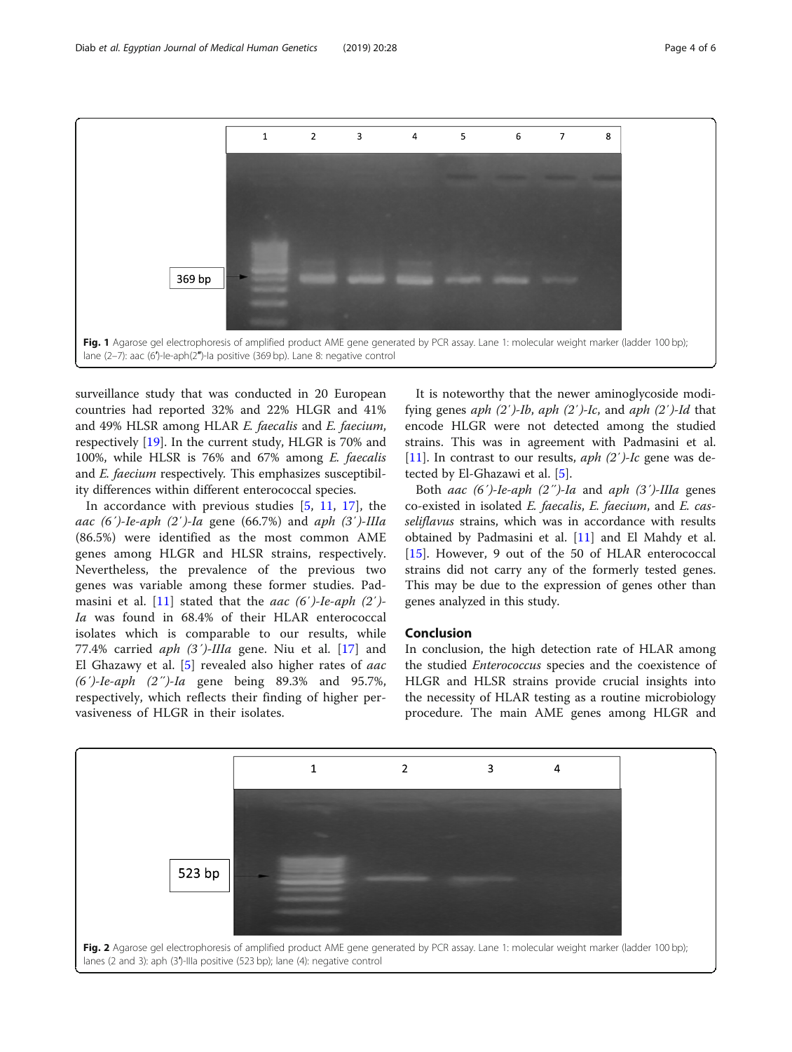Fig. 1 Agarose gel electrophoresis of amplified product AME gene generated by PCR assay. Lane 1: molecular weight marker (ladder 100 bp); lane (2–7): aac (6′)-Ie-aph(2″)-Ia positive (369 bp). Lane 8: negative control

surveillance study that was conducted in 20 European countries had reported 32% and 22% HLGR and 41% and 49% HLSR among HLAR *E. faecalis* and *E. faecium*, respectively [19]. In the current study, HLGR is 70% and 100%, while HLSR is 76% and 67% among *E. faecalis* and *E. faecium* respectively. This emphasizes susceptibility differences within different enterococcal species.

In accordance with previous studies [5, 11, 17], the *aac (6′)-Ie-aph (2′)-Ia* gene (66.7%) and *aph (3′)-IIIa* (86.5%) were identified as the most common AME genes among HLGR and HLSR strains, respectively. Nevertheless, the prevalence of the previous two genes was variable among these former studies. Padmasini et al. [11] stated that the *aac (6′)-Ie-aph (2′)-Ia* was found in 68.4% of their HLAR enterococcal isolates which is comparable to our results, while 77.4% carried *aph (3′)-IIIa* gene. Niu et al. [17] and El Ghazawy et al. [5] revealed also higher rates of *aac (6′)-Ie-aph (2″)-Ia* gene being 89.3% and 95.7%, respectively, which reflects their finding of higher pervasiveness of HLGR in their isolates.

It is noteworthy that the newer aminoglycoside modifying genes *aph (2′)-Ib*, *aph (2′)-Ic*, and *aph (2′)-Id* that encode HLGR were not detected among the studied strains. This was in agreement with Padmasini et al. [11]. In contrast to our results, *aph (2′)-Ic* gene was detected by El-Ghazawi et al. [5].

Both *aac (6′)-Ie-aph (2″)-Ia* and *aph (3′)-IIIa* genes co-existed in isolated *E. faecalis*, *E. faecium*, and *E. casseliflavus* strains, which was in accordance with results obtained by Padmasini et al. [11] and El Mahdy et al. [15]. However, 9 out of the 50 of HLAR enterococcal strains did not carry any of the formerly tested genes. This may be due to the expression of genes other than genes analyzed in this study.

## Conclusion

In conclusion, the high detection rate of HLAR among the studied *Enterococcus* species and the coexistence of HLGR and HLSR strains provide crucial insights into the necessity of HLAR testing as a routine microbiology procedure. The main AME genes among HLGR and

Fig. 2 Agarose gel electrophoresis of amplified product AME gene generated by PCR assay. Lane 1: molecular weight marker (ladder 100 bp); lanes (2 and 3): aph (3″)-IIIa positive (523 bp); lane (4): negative control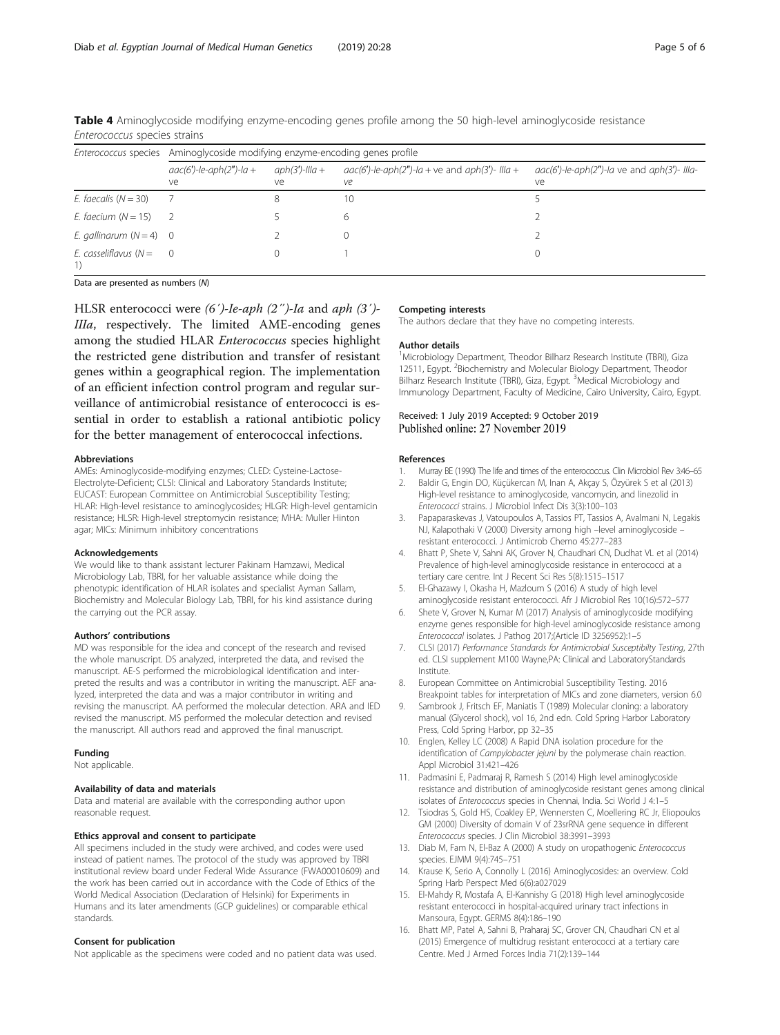**Table 4** Aminoglycoside modifying enzyme-encoding genes profile among the 50 high-level aminoglycoside resistance *Enterococcus* species strains

| *Enterococcus* species | Aminoglycoside modifying enzyme-encoding genes profile | | | |
|---|---|---|---|---|
| | *aac(6')-Ie-aph(2'')-Ia* + ve | *aph(3')-IIIa* + ve | *aac(6')-Ie-aph(2'')-Ia* + ve and *aph(3')- IIIa* + ve | *aac(6')-Ie-aph(2'')-Ia* ve and *aph(3')- IIIa*-ve |
| *E. faecalis* (*N* = 30) | 7 | 8 | 10 | 5 |
| *E. faecium* (*N* = 15) | 2 | 5 | 6 | 2 |
| *E. gallinarum* (*N* = 4) | 0 | 2 | 0 | 2 |
| *E. casseliflavus* (*N* = 1) | 0 | 0 | 1 | 0 |

Data are presented as numbers (*N*)

HLSR enterococci were *(6′)-Ie-aph (2″)-Ia* and *aph (3′)-IIIa*, respectively. The limited AME-encoding genes among the studied HLAR *Enterococcus* species highlight the restricted gene distribution and transfer of resistant genes within a geographical region. The implementation of an efficient infection control program and regular surveillance of antimicrobial resistance of enterococci is essential in order to establish a rational antibiotic policy for the better management of enterococcal infections.

#### Abbreviations

AMEs: Aminoglycoside-modifying enzymes; CLED: Cysteine-Lactose-Electrolyte-Deficient; CLSI: Clinical and Laboratory Standards Institute; EUCAST: European Committee on Antimicrobial Susceptibility Testing; HLAR: High-level resistance to aminoglycosides; HLGR: High-level gentamicin resistance; HLSR: High-level streptomycin resistance; MHA: Muller Hinton agar; MICs: Minimum inhibitory concentrations

#### Acknowledgements

We would like to thank assistant lecturer Pakinam Hamzawi, Medical Microbiology Lab, TBRI, for her valuable assistance while doing the phenotypic identification of HLAR isolates and specialist Ayman Sallam, Biochemistry and Molecular Biology Lab, TBRI, for his kind assistance during the carrying out the PCR assay.

#### Authors' contributions

MD was responsible for the idea and concept of the research and revised the whole manuscript. DS analyzed, interpreted the data, and revised the manuscript. AE-S performed the microbiological identification and interpreted the results and was a contributor in writing the manuscript. AEF analyzed, interpreted the data and was a major contributor in writing and revising the manuscript. AA performed the molecular detection. ARA and IED revised the manuscript. MS performed the molecular detection and revised the manuscript. All authors read and approved the final manuscript.

#### Funding

Not applicable.

#### Availability of data and materials

Data and material are available with the corresponding author upon reasonable request.

#### Ethics approval and consent to participate

All specimens included in the study were archived, and codes were used instead of patient names. The protocol of the study was approved by TBRI institutional review board under Federal Wide Assurance (FWA00010609) and the work has been carried out in accordance with the Code of Ethics of the World Medical Association (Declaration of Helsinki) for Experiments in Humans and its later amendments (GCP guidelines) or comparable ethical standards.

#### Consent for publication

Not applicable as the specimens were coded and no patient data was used.

#### Competing interests

The authors declare that they have no competing interests.

#### Author details

[1]Microbiology Department, Theodor Bilharz Research Institute (TBRI), Giza 12511, Egypt. [2]Biochemistry and Molecular Biology Department, Theodor Bilharz Research Institute (TBRI), Giza, Egypt. [3]Medical Microbiology and Immunology Department, Faculty of Medicine, Cairo University, Cairo, Egypt.

Received: 1 July 2019 Accepted: 9 October 2019
Published online: 27 November 2019

#### References

1. Murray BE (1990) The life and times of the enterococcus. Clin Microbiol Rev 3:46–65
2. Baldir G, Engin DO, Küçükercan M, Inan A, Akçay S, Özyürek S et al (2013) High-level resistance to aminoglycoside, vancomycin, and linezolid in *Enterococci* strains. J Microbiol Infect Dis 3(3):100–103
3. Papaparaskevas J, Vatoupoulos A, Tassios PT, Tassios A, Avalmani N, Legakis NJ, Kalapothaki V (2000) Diversity among high –level aminoglycoside –resistant enterococci. J Antimicrob Chemo 45:277–283
4. Bhatt P, Shete V, Sahni AK, Grover N, Chaudhari CN, Dudhat VL et al (2014) Prevalence of high-level aminoglycoside resistance in enterococci at a tertiary care centre. Int J Recent Sci Res 5(8):1515–1517
5. El-Ghazawy I, Okasha H, Mazloum S (2016) A study of high level aminoglycoside resistant enterococci. Afr J Microbiol Res 10(16):572–577
6. Shete V, Grover N, Kumar M (2017) Analysis of aminoglycoside modifying enzyme genes responsible for high-level aminoglycoside resistance among *Enterococcal* isolates. J Pathog 2017;(Article ID 3256952):1–5
7. CLSI (2017) *Performance Standards for Antimicrobial Susceptibilty Testing*, 27th ed. CLSI supplement M100 Wayne,PA: Clinical and LaboratoryStandards Institute.
8. European Committee on Antimicrobial Susceptibility Testing. 2016 Breakpoint tables for interpretation of MICs and zone diameters, version 6.0
9. Sambrook J, Fritsch EF, Maniatis T (1989) Molecular cloning: a laboratory manual (Glycerol shock), vol 16, 2nd edn. Cold Spring Harbor Laboratory Press, Cold Spring Harbor, pp 32–35
10. Englen, Kelley LC (2008) A Rapid DNA isolation procedure for the identification of *Campylobacter jejuni* by the polymerase chain reaction. Appl Microbiol 31:421–426
11. Padmasini E, Padmaraj R, Ramesh S (2014) High level aminoglycoside resistance and distribution of aminoglycoside resistant genes among clinical isolates of *Enterococcus* species in Chennai, India. Sci World J 4:1–5
12. Tsiodras S, Gold HS, Coakley EP, Wennersten C, Moellering RC Jr, Eliopoulos GM (2000) Diversity of domain V of 23srRNA gene sequence in different *Enterococcus* species. J Clin Microbiol 38:3991–3993
13. Diab M, Fam N, El-Baz A (2000) A study on uropathogenic *Enterococcus* species. EJMM 9(4):745–751
14. Krause K, Serio A, Connolly L (2016) Aminoglycosides: an overview. Cold Spring Harb Perspect Med 6(6):a027029
15. El-Mahdy R, Mostafa A, El-Kannishy G (2018) High level aminoglycoside resistant enterococci in hospital-acquired urinary tract infections in Mansoura, Egypt. GERMS 8(4):186–190
16. Bhatt MP, Patel A, Sahni B, Praharaj SC, Grover CN, Chaudhari CN et al (2015) Emergence of multidrug resistant enterococci at a tertiary care Centre. Med J Armed Forces India 71(2):139–144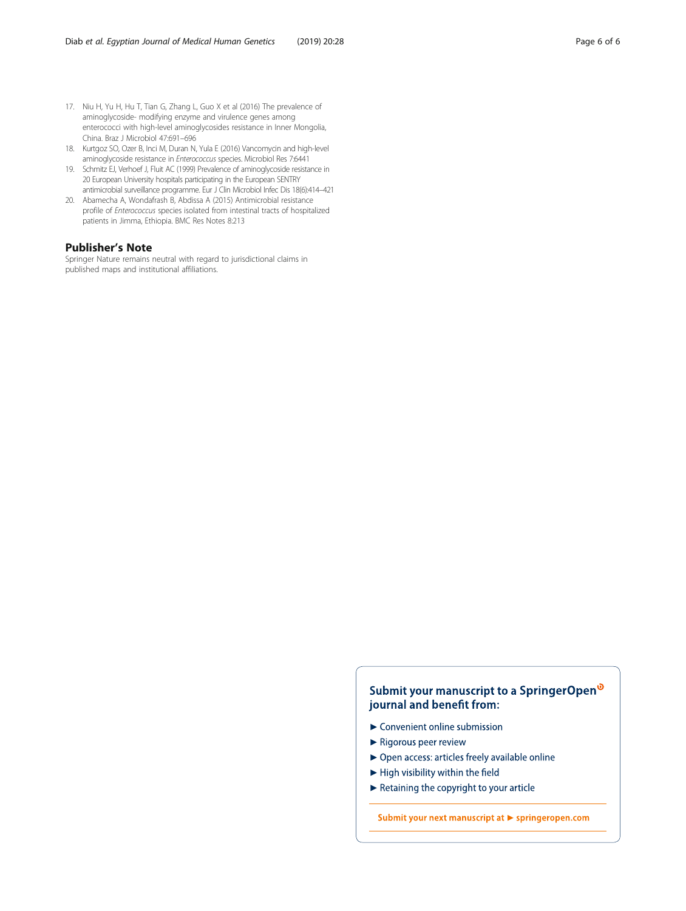17. Niu H, Yu H, Hu T, Tian G, Zhang L, Guo X et al (2016) The prevalence of aminoglycoside- modifying enzyme and virulence genes among enterococci with high-level aminoglycosides resistance in Inner Mongolia, China. Braz J Microbiol 47:691–696
18. Kurtgoz SO, Ozer B, Inci M, Duran N, Yula E (2016) Vancomycin and high-level aminoglycoside resistance in *Enterococcus* species. Microbiol Res 7:6441
19. Schmitz EJ, Verhoef J, Fluit AC (1999) Prevalence of aminoglycoside resistance in 20 European University hospitals participating in the European SENTRY antimicrobial surveillance programme. Eur J Clin Microbiol Infec Dis 18(6):414–421
20. Abamecha A, Wondafrash B, Abdissa A (2015) Antimicrobial resistance profile of *Enterococcus* species isolated from intestinal tracts of hospitalized patients in Jimma, Ethiopia. BMC Res Notes 8:213

## Publisher's Note

Springer Nature remains neutral with regard to jurisdictional claims in published maps and institutional affiliations.

**Submit your manuscript to a SpringerOpen journal and benefit from:**

- ► Convenient online submission
- ► Rigorous peer review
- ► Open access: articles freely available online
- ► High visibility within the field
- ► Retaining the copyright to your article

**Submit your next manuscript at ► springeropen.com**